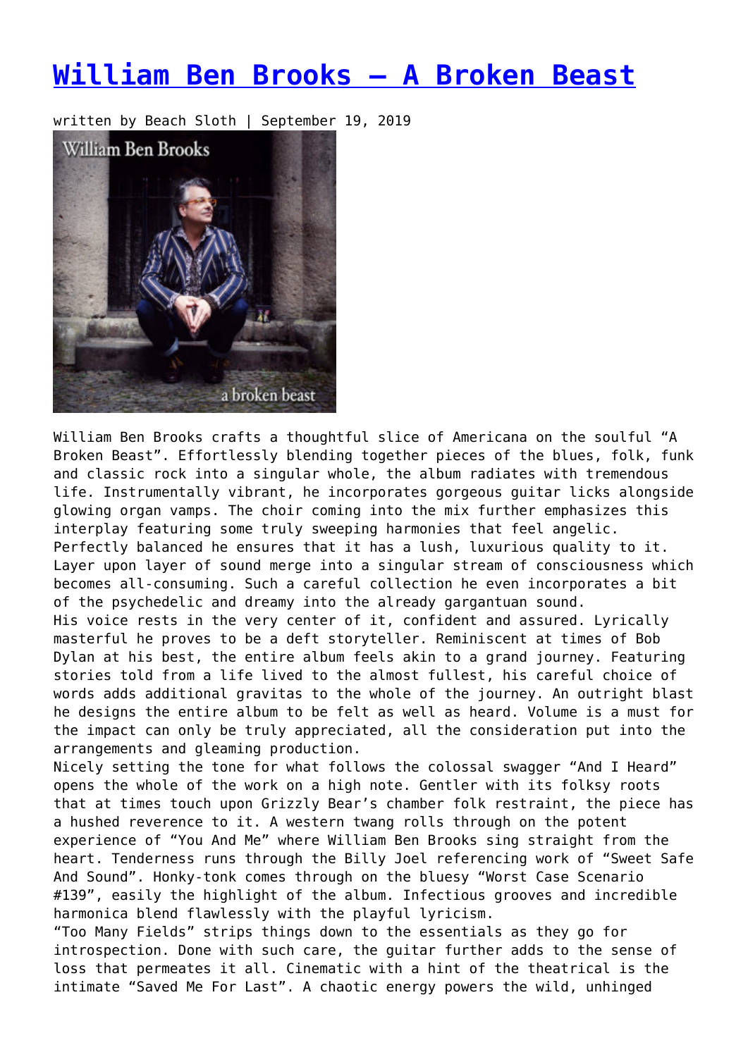# William Ben Brooks – A Broken Beast

written by Beach Sloth | September 19, 2019

William Ben Brooks crafts a thoughtful slice of Americana on the soulful "A Broken Beast". Effortlessly blending together pieces of the blues, folk, funk and classic rock into a singular whole, the album radiates with tremendous life. Instrumentally vibrant, he incorporates gorgeous guitar licks alongside glowing organ vamps. The choir coming into the mix further emphasizes this interplay featuring some truly sweeping harmonies that feel angelic. Perfectly balanced he ensures that it has a lush, luxurious quality to it. Layer upon layer of sound merge into a singular stream of consciousness which becomes all-consuming. Such a careful collection he even incorporates a bit of the psychedelic and dreamy into the already gargantuan sound.

His voice rests in the very center of it, confident and assured. Lyrically masterful he proves to be a deft storyteller. Reminiscent at times of Bob Dylan at his best, the entire album feels akin to a grand journey. Featuring stories told from a life lived to the almost fullest, his careful choice of words adds additional gravitas to the whole of the journey. An outright blast he designs the entire album to be felt as well as heard. Volume is a must for the impact can only be truly appreciated, all the consideration put into the arrangements and gleaming production.

Nicely setting the tone for what follows the colossal swagger "And I Heard" opens the whole of the work on a high note. Gentler with its folksy roots that at times touch upon Grizzly Bear's chamber folk restraint, the piece has a hushed reverence to it. A western twang rolls through on the potent experience of "You And Me" where William Ben Brooks sing straight from the heart. Tenderness runs through the Billy Joel referencing work of "Sweet Safe And Sound". Honky-tonk comes through on the bluesy "Worst Case Scenario #139", easily the highlight of the album. Infectious grooves and incredible harmonica blend flawlessly with the playful lyricism.

"Too Many Fields" strips things down to the essentials as they go for introspection. Done with such care, the guitar further adds to the sense of loss that permeates it all. Cinematic with a hint of the theatrical is the intimate "Saved Me For Last". A chaotic energy powers the wild, unhinged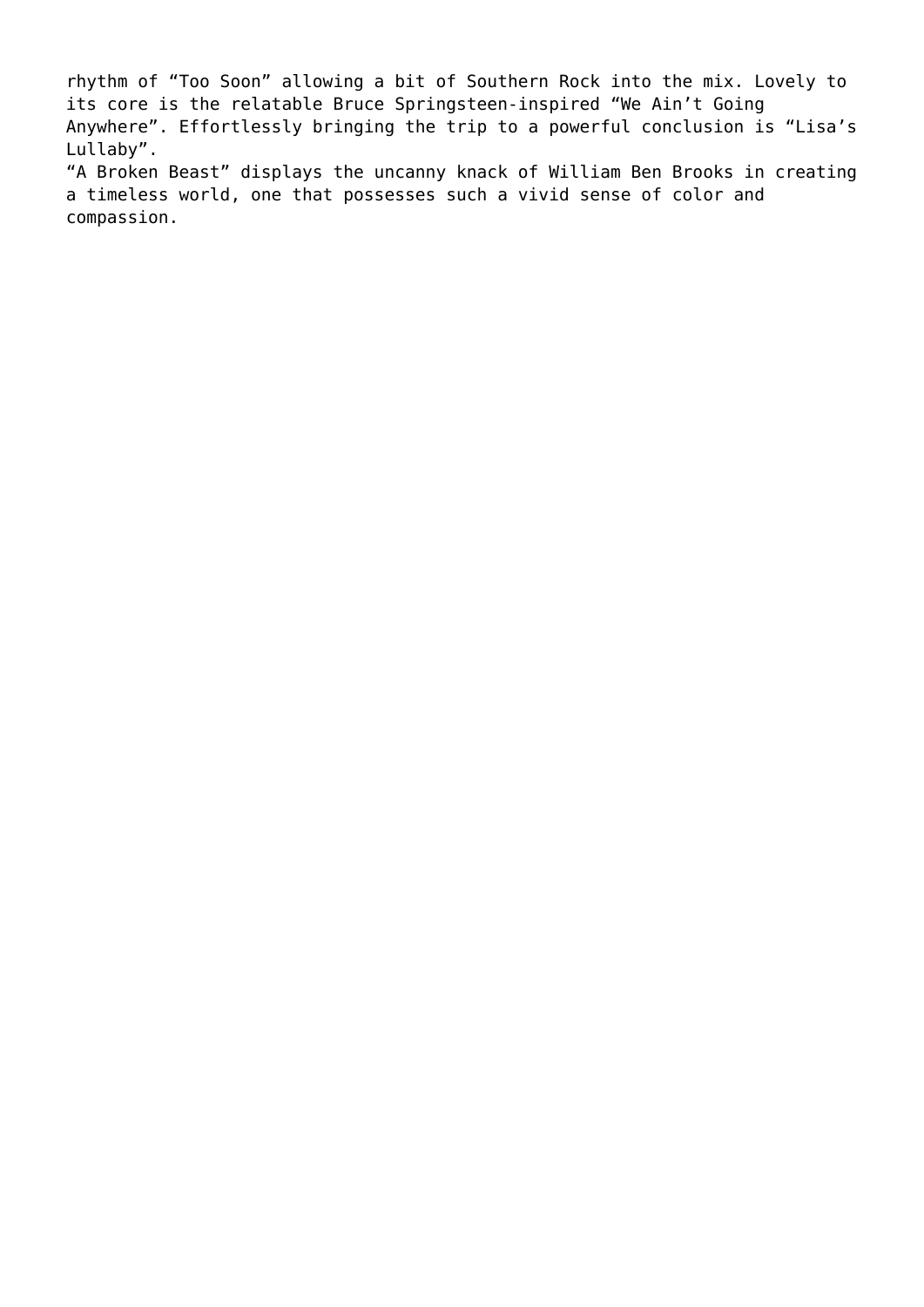rhythm of “Too Soon” allowing a bit of Southern Rock into the mix. Lovely to its core is the relatable Bruce Springsteen-inspired “We Ain’t Going Anywhere”. Effortlessly bringing the trip to a powerful conclusion is “Lisa’s Lullaby”.

“A Broken Beast” displays the uncanny knack of William Ben Brooks in creating a timeless world, one that possesses such a vivid sense of color and compassion.